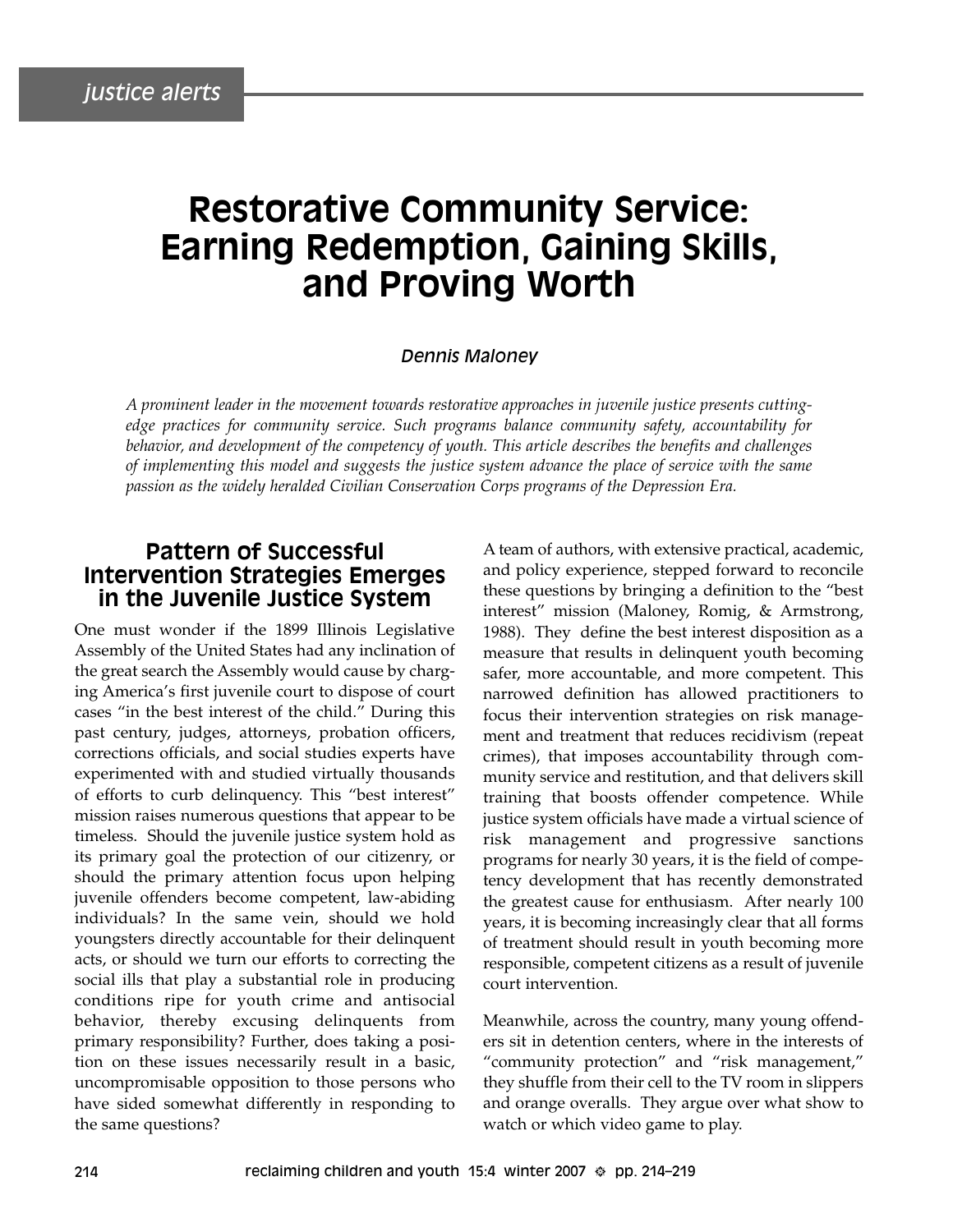# Restorative Community Service: Earning Redemption, Gaining Skills, and Proving Worth

*Dennis Maloney*

*A prominent leader in the movement towards restorative approaches in juvenile justice presents cutting-edge practices for community service. Such programs balance community safety, accountability for behavior, and development of the competency of youth. This article describes the benefits and challenges of implementing this model and suggests the justice system advance the place of service with the same passion as the widely heralded Civilian Conservation Corps programs of the Depression Era.*

## Pattern of Successful Intervention Strategies Emerges in the Juvenile Justice System

One must wonder if the 1899 Illinois Legislative Assembly of the United States had any inclination of the great search the Assembly would cause by charging America's first juvenile court to dispose of court cases "in the best interest of the child." During this past century, judges, attorneys, probation officers, corrections officials, and social studies experts have experimented with and studied virtually thousands of efforts to curb delinquency. This "best interest" mission raises numerous questions that appear to be timeless. Should the juvenile justice system hold as its primary goal the protection of our citizenry, or should the primary attention focus upon helping juvenile offenders become competent, law-abiding individuals? In the same vein, should we hold youngsters directly accountable for their delinquent acts, or should we turn our efforts to correcting the social ills that play a substantial role in producing conditions ripe for youth crime and antisocial behavior, thereby excusing delinquents from primary responsibility? Further, does taking a position on these issues necessarily result in a basic, uncompromisable opposition to those persons who have sided somewhat differently in responding to the same questions?

A team of authors, with extensive practical, academic, and policy experience, stepped forward to reconcile these questions by bringing a definition to the "best interest" mission (Maloney, Romig, & Armstrong, 1988). They define the best interest disposition as a measure that results in delinquent youth becoming safer, more accountable, and more competent. This narrowed definition has allowed practitioners to focus their intervention strategies on risk management and treatment that reduces recidivism (repeat crimes), that imposes accountability through community service and restitution, and that delivers skill training that boosts offender competence. While justice system officials have made a virtual science of risk management and progressive sanctions programs for nearly 30 years, it is the field of competency development that has recently demonstrated the greatest cause for enthusiasm. After nearly 100 years, it is becoming increasingly clear that all forms of treatment should result in youth becoming more responsible, competent citizens as a result of juvenile court intervention.

Meanwhile, across the country, many young offenders sit in detention centers, where in the interests of "community protection" and "risk management," they shuffle from their cell to the TV room in slippers and orange overalls. They argue over what show to watch or which video game to play.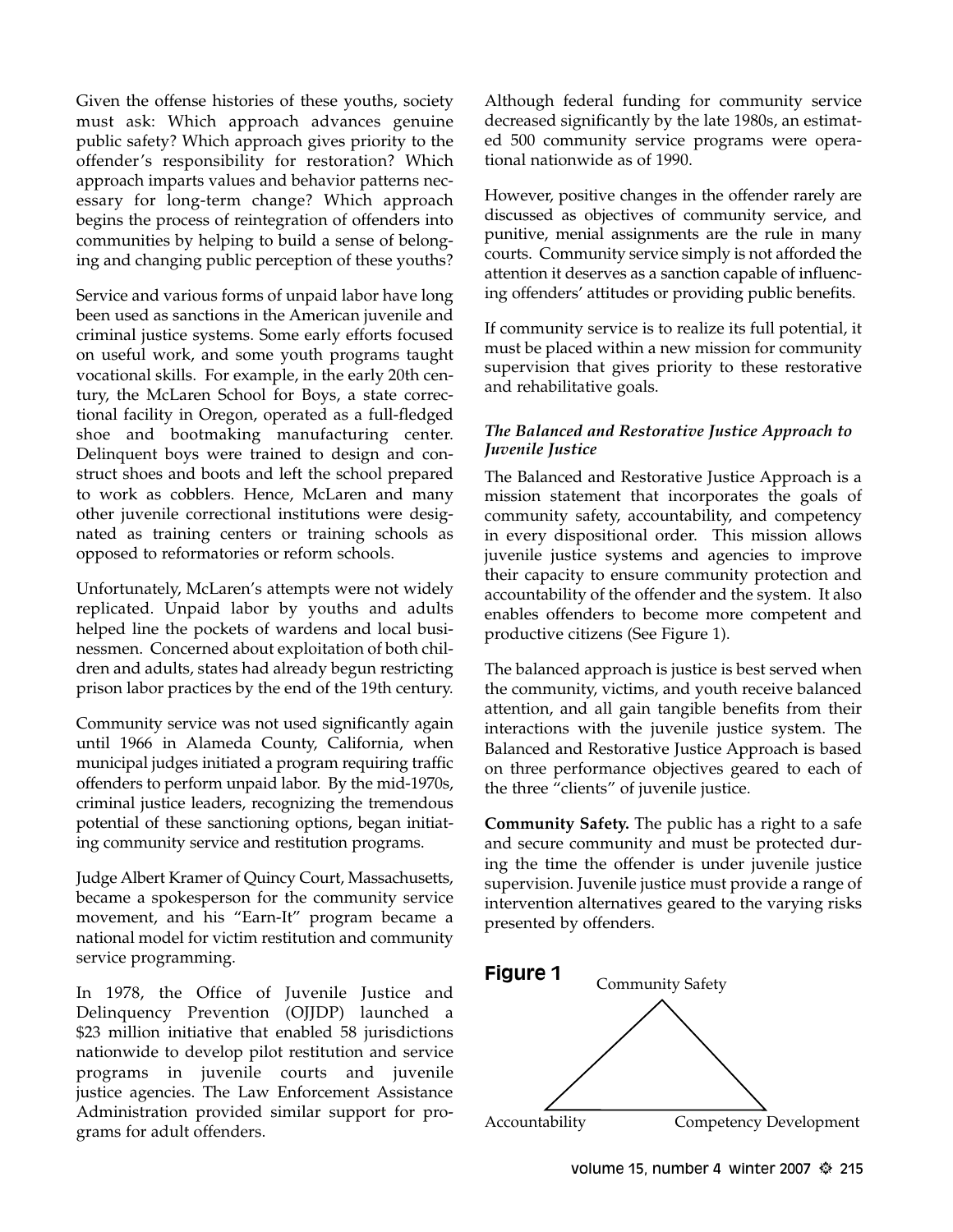Given the offense histories of these youths, society must ask: Which approach advances genuine public safety? Which approach gives priority to the offender's responsibility for restoration? Which approach imparts values and behavior patterns necessary for long-term change? Which approach begins the process of reintegration of offenders into communities by helping to build a sense of belonging and changing public perception of these youths?

Service and various forms of unpaid labor have long been used as sanctions in the American juvenile and criminal justice systems. Some early efforts focused on useful work, and some youth programs taught vocational skills. For example, in the early 20th century, the McLaren School for Boys, a state correctional facility in Oregon, operated as a full-fledged shoe and bootmaking manufacturing center. Delinquent boys were trained to design and construct shoes and boots and left the school prepared to work as cobblers. Hence, McLaren and many other juvenile correctional institutions were designated as training centers or training schools as opposed to reformatories or reform schools.

Unfortunately, McLaren's attempts were not widely replicated. Unpaid labor by youths and adults helped line the pockets of wardens and local businessmen. Concerned about exploitation of both children and adults, states had already begun restricting prison labor practices by the end of the 19th century.

Community service was not used significantly again until 1966 in Alameda County, California, when municipal judges initiated a program requiring traffic offenders to perform unpaid labor. By the mid-1970s, criminal justice leaders, recognizing the tremendous potential of these sanctioning options, began initiating community service and restitution programs.

Judge Albert Kramer of Quincy Court, Massachusetts, became a spokesperson for the community service movement, and his "Earn-It" program became a national model for victim restitution and community service programming.

In 1978, the Office of Juvenile Justice and Delinquency Prevention (OJJDP) launched a \$23 million initiative that enabled 58 jurisdictions nationwide to develop pilot restitution and service programs in juvenile courts and juvenile justice agencies. The Law Enforcement Assistance Administration provided similar support for programs for adult offenders.

Although federal funding for community service decreased significantly by the late 1980s, an estimated 500 community service programs were operational nationwide as of 1990.

However, positive changes in the offender rarely are discussed as objectives of community service, and punitive, menial assignments are the rule in many courts. Community service simply is not afforded the attention it deserves as a sanction capable of influencing offenders' attitudes or providing public benefits.

If community service is to realize its full potential, it must be placed within a new mission for community supervision that gives priority to these restorative and rehabilitative goals.

### *The Balanced and Restorative Justice Approach to Juvenile Justice*

The Balanced and Restorative Justice Approach is a mission statement that incorporates the goals of community safety, accountability, and competency in every dispositional order. This mission allows juvenile justice systems and agencies to improve their capacity to ensure community protection and accountability of the offender and the system. It also enables offenders to become more competent and productive citizens (See Figure 1).

The balanced approach is justice is best served when the community, victims, and youth receive balanced attention, and all gain tangible benefits from their interactions with the juvenile justice system. The Balanced and Restorative Justice Approach is based on three performance objectives geared to each of the three "clients" of juvenile justice.

**Community Safety.** The public has a right to a safe and secure community and must be protected during the time the offender is under juvenile justice supervision. Juvenile justice must provide a range of intervention alternatives geared to the varying risks presented by offenders.

**Figure 1**

Community Safety

Accountability

Competency Development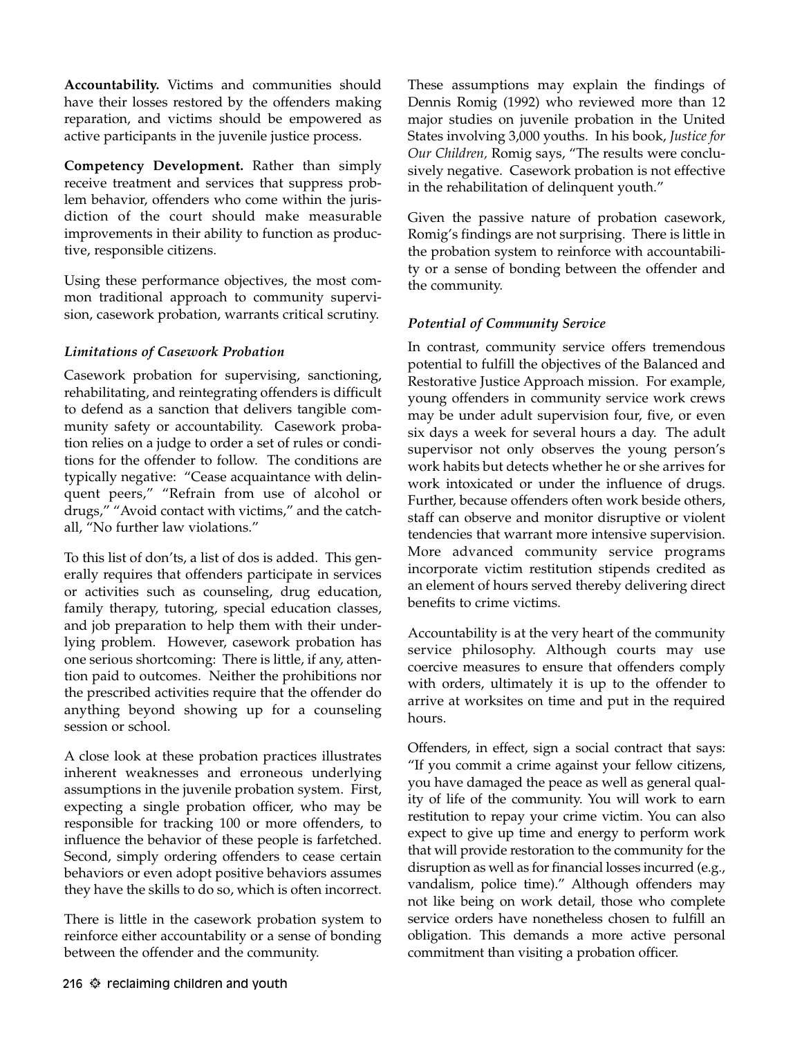**Accountability.** Victims and communities should have their losses restored by the offenders making reparation, and victims should be empowered as active participants in the juvenile justice process.

**Competency Development.** Rather than simply receive treatment and services that suppress problem behavior, offenders who come within the jurisdiction of the court should make measurable improvements in their ability to function as productive, responsible citizens.

Using these performance objectives, the most common traditional approach to community supervision, casework probation, warrants critical scrutiny.

### *Limitations of Casework Probation*

Casework probation for supervising, sanctioning, rehabilitating, and reintegrating offenders is difficult to defend as a sanction that delivers tangible community safety or accountability. Casework probation relies on a judge to order a set of rules or conditions for the offender to follow. The conditions are typically negative: "Cease acquaintance with delinquent peers," "Refrain from use of alcohol or drugs," "Avoid contact with victims," and the catch-all, "No further law violations."

To this list of don'ts, a list of dos is added. This generally requires that offenders participate in services or activities such as counseling, drug education, family therapy, tutoring, special education classes, and job preparation to help them with their underlying problem. However, casework probation has one serious shortcoming: There is little, if any, attention paid to outcomes. Neither the prohibitions nor the prescribed activities require that the offender do anything beyond showing up for a counseling session or school.

A close look at these probation practices illustrates inherent weaknesses and erroneous underlying assumptions in the juvenile probation system. First, expecting a single probation officer, who may be responsible for tracking 100 or more offenders, to influence the behavior of these people is farfetched. Second, simply ordering offenders to cease certain behaviors or even adopt positive behaviors assumes they have the skills to do so, which is often incorrect.

There is little in the casework probation system to reinforce either accountability or a sense of bonding between the offender and the community.

These assumptions may explain the findings of Dennis Romig (1992) who reviewed more than 12 major studies on juvenile probation in the United States involving 3,000 youths. In his book, *Justice for Our Children,* Romig says, "The results were conclusively negative. Casework probation is not effective in the rehabilitation of delinquent youth."

Given the passive nature of probation casework, Romig's findings are not surprising. There is little in the probation system to reinforce with accountability or a sense of bonding between the offender and the community.

### *Potential of Community Service*

In contrast, community service offers tremendous potential to fulfill the objectives of the Balanced and Restorative Justice Approach mission. For example, young offenders in community service work crews may be under adult supervision four, five, or even six days a week for several hours a day. The adult supervisor not only observes the young person's work habits but detects whether he or she arrives for work intoxicated or under the influence of drugs. Further, because offenders often work beside others, staff can observe and monitor disruptive or violent tendencies that warrant more intensive supervision. More advanced community service programs incorporate victim restitution stipends credited as an element of hours served thereby delivering direct benefits to crime victims.

Accountability is at the very heart of the community service philosophy. Although courts may use coercive measures to ensure that offenders comply with orders, ultimately it is up to the offender to arrive at worksites on time and put in the required hours.

Offenders, in effect, sign a social contract that says: "If you commit a crime against your fellow citizens, you have damaged the peace as well as general quality of life of the community. You will work to earn restitution to repay your crime victim. You can also expect to give up time and energy to perform work that will provide restoration to the community for the disruption as well as for financial losses incurred (e.g., vandalism, police time)." Although offenders may not like being on work detail, those who complete service orders have nonetheless chosen to fulfill an obligation. This demands a more active personal commitment than visiting a probation officer.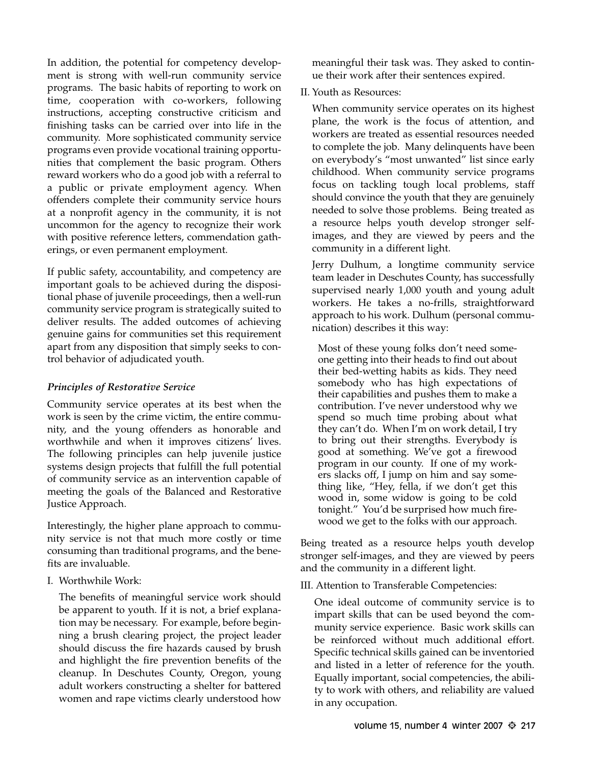In addition, the potential for competency development is strong with well-run community service programs. The basic habits of reporting to work on time, cooperation with co-workers, following instructions, accepting constructive criticism and finishing tasks can be carried over into life in the community. More sophisticated community service programs even provide vocational training opportunities that complement the basic program. Others reward workers who do a good job with a referral to a public or private employment agency. When offenders complete their community service hours at a nonprofit agency in the community, it is not uncommon for the agency to recognize their work with positive reference letters, commendation gatherings, or even permanent employment.

If public safety, accountability, and competency are important goals to be achieved during the dispositional phase of juvenile proceedings, then a well-run community service program is strategically suited to deliver results. The added outcomes of achieving genuine gains for communities set this requirement apart from any disposition that simply seeks to control behavior of adjudicated youth.

### *Principles of Restorative Service*

Community service operates at its best when the work is seen by the crime victim, the entire community, and the young offenders as honorable and worthwhile and when it improves citizens' lives. The following principles can help juvenile justice systems design projects that fulfill the full potential of community service as an intervention capable of meeting the goals of the Balanced and Restorative Justice Approach.

Interestingly, the higher plane approach to community service is not that much more costly or time consuming than traditional programs, and the benefits are invaluable.

I. Worthwhile Work:

The benefits of meaningful service work should be apparent to youth. If it is not, a brief explanation may be necessary. For example, before beginning a brush clearing project, the project leader should discuss the fire hazards caused by brush and highlight the fire prevention benefits of the cleanup. In Deschutes County, Oregon, young adult workers constructing a shelter for battered women and rape victims clearly understood how meaningful their task was. They asked to continue their work after their sentences expired.

II. Youth as Resources:

When community service operates on its highest plane, the work is the focus of attention, and workers are treated as essential resources needed to complete the job. Many delinquents have been on everybody's "most unwanted" list since early childhood. When community service programs focus on tackling tough local problems, staff should convince the youth that they are genuinely needed to solve those problems. Being treated as a resource helps youth develop stronger self-images, and they are viewed by peers and the community in a different light.

Jerry Dulhum, a longtime community service team leader in Deschutes County, has successfully supervised nearly 1,000 youth and young adult workers. He takes a no-frills, straightforward approach to his work. Dulhum (personal communication) describes it this way:

> Most of these young folks don't need someone getting into their heads to find out about their bed-wetting habits as kids. They need somebody who has high expectations of their capabilities and pushes them to make a contribution. I've never understood why we spend so much time probing about what they can't do. When I'm on work detail, I try to bring out their strengths. Everybody is good at something. We've got a firewood program in our county. If one of my workers slacks off, I jump on him and say something like, "Hey, fella, if we don't get this wood in, some widow is going to be cold tonight." You'd be surprised how much firewood we get to the folks with our approach.

Being treated as a resource helps youth develop stronger self-images, and they are viewed by peers and the community in a different light.

III. Attention to Transferable Competencies:

One ideal outcome of community service is to impart skills that can be used beyond the community service experience. Basic work skills can be reinforced without much additional effort. Specific technical skills gained can be inventoried and listed in a letter of reference for the youth. Equally important, social competencies, the ability to work with others, and reliability are valued in any occupation.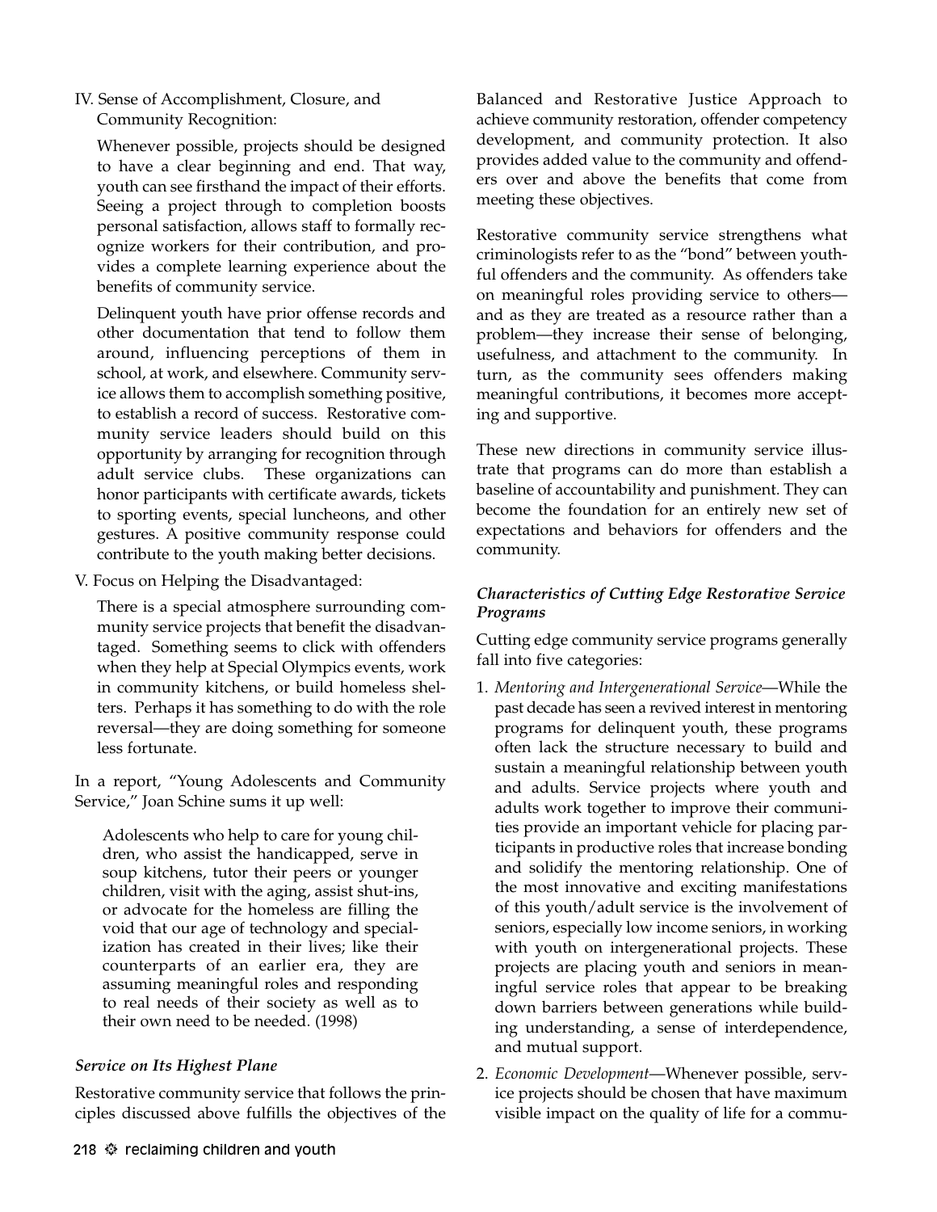IV. Sense of Accomplishment, Closure, and Community Recognition:

Whenever possible, projects should be designed to have a clear beginning and end. That way, youth can see firsthand the impact of their efforts. Seeing a project through to completion boosts personal satisfaction, allows staff to formally recognize workers for their contribution, and provides a complete learning experience about the benefits of community service.

Delinquent youth have prior offense records and other documentation that tend to follow them around, influencing perceptions of them in school, at work, and elsewhere. Community service allows them to accomplish something positive, to establish a record of success. Restorative community service leaders should build on this opportunity by arranging for recognition through adult service clubs. These organizations can honor participants with certificate awards, tickets to sporting events, special luncheons, and other gestures. A positive community response could contribute to the youth making better decisions.

V. Focus on Helping the Disadvantaged:

There is a special atmosphere surrounding community service projects that benefit the disadvantaged. Something seems to click with offenders when they help at Special Olympics events, work in community kitchens, or build homeless shelters. Perhaps it has something to do with the role reversal—they are doing something for someone less fortunate.

In a report, "Young Adolescents and Community Service," Joan Schine sums it up well:

> Adolescents who help to care for young children, who assist the handicapped, serve in soup kitchens, tutor their peers or younger children, visit with the aging, assist shut-ins, or advocate for the homeless are filling the void that our age of technology and specialization has created in their lives; like their counterparts of an earlier era, they are assuming meaningful roles and responding to real needs of their society as well as to their own need to be needed. (1998)

### *Service on Its Highest Plane*

Restorative community service that follows the principles discussed above fulfills the objectives of the Balanced and Restorative Justice Approach to achieve community restoration, offender competency development, and community protection. It also provides added value to the community and offenders over and above the benefits that come from meeting these objectives.

Restorative community service strengthens what criminologists refer to as the "bond" between youthful offenders and the community. As offenders take on meaningful roles providing service to others—and as they are treated as a resource rather than a problem—they increase their sense of belonging, usefulness, and attachment to the community. In turn, as the community sees offenders making meaningful contributions, it becomes more accepting and supportive.

These new directions in community service illustrate that programs can do more than establish a baseline of accountability and punishment. They can become the foundation for an entirely new set of expectations and behaviors for offenders and the community.

### *Characteristics of Cutting Edge Restorative Service Programs*

Cutting edge community service programs generally fall into five categories:

1. *Mentoring and Intergenerational Service*—While the past decade has seen a revived interest in mentoring programs for delinquent youth, these programs often lack the structure necessary to build and sustain a meaningful relationship between youth and adults. Service projects where youth and adults work together to improve their communities provide an important vehicle for placing participants in productive roles that increase bonding and solidify the mentoring relationship. One of the most innovative and exciting manifestations of this youth/adult service is the involvement of seniors, especially low income seniors, in working with youth on intergenerational projects. These projects are placing youth and seniors in meaningful service roles that appear to be breaking down barriers between generations while building understanding, a sense of interdependence, and mutual support.
2. *Economic Development*—Whenever possible, service projects should be chosen that have maximum visible impact on the quality of life for a commu-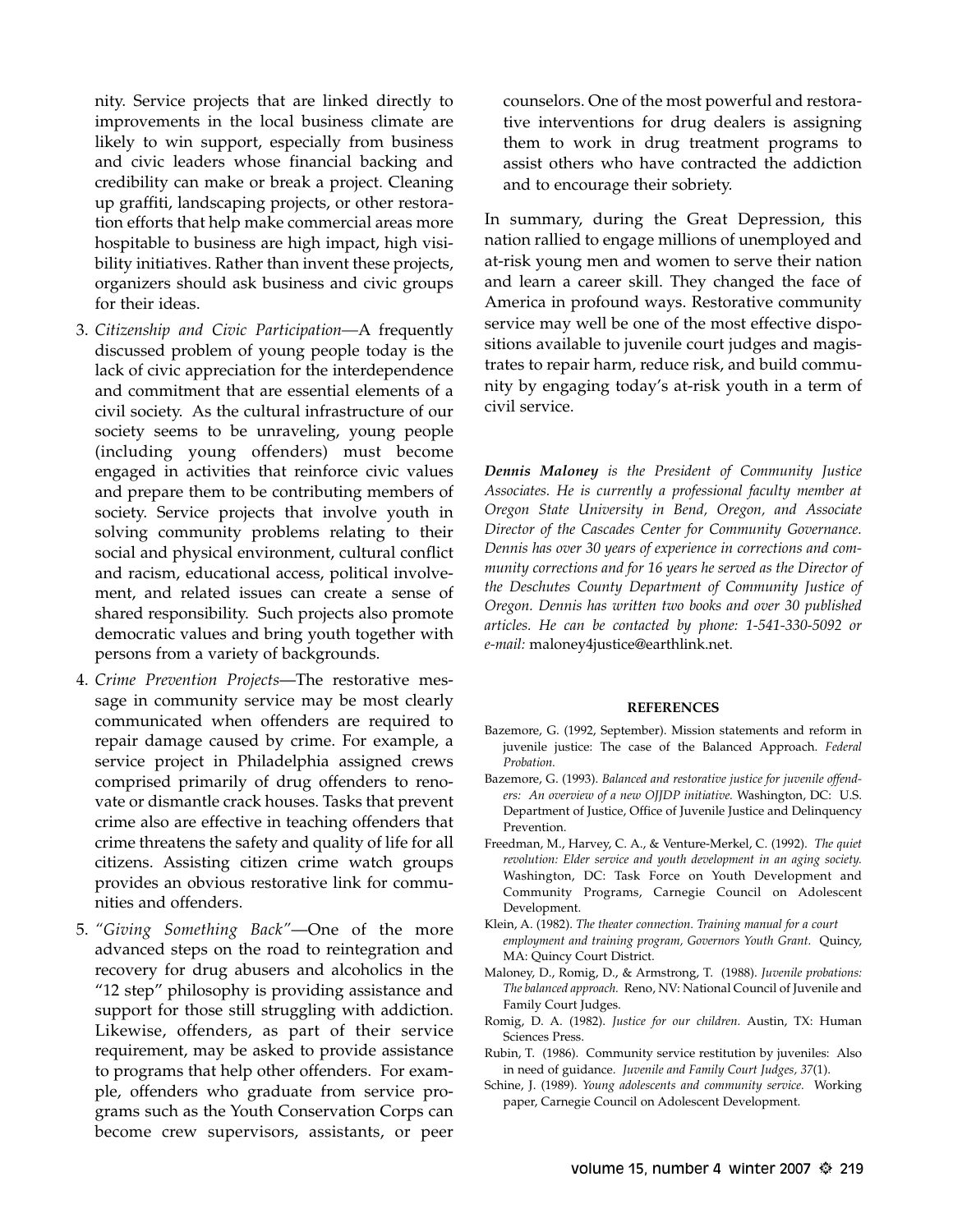nity. Service projects that are linked directly to improvements in the local business climate are likely to win support, especially from business and civic leaders whose financial backing and credibility can make or break a project. Cleaning up graffiti, landscaping projects, or other restoration efforts that help make commercial areas more hospitable to business are high impact, high visibility initiatives. Rather than invent these projects, organizers should ask business and civic groups for their ideas.

3. *Citizenship and Civic Participation*—A frequently discussed problem of young people today is the lack of civic appreciation for the interdependence and commitment that are essential elements of a civil society. As the cultural infrastructure of our society seems to be unraveling, young people (including young offenders) must become engaged in activities that reinforce civic values and prepare them to be contributing members of society. Service projects that involve youth in solving community problems relating to their social and physical environment, cultural conflict and racism, educational access, political involvement, and related issues can create a sense of shared responsibility. Such projects also promote democratic values and bring youth together with persons from a variety of backgrounds.

4. *Crime Prevention Projects*—The restorative message in community service may be most clearly communicated when offenders are required to repair damage caused by crime. For example, a service project in Philadelphia assigned crews comprised primarily of drug offenders to renovate or dismantle crack houses. Tasks that prevent crime also are effective in teaching offenders that crime threatens the safety and quality of life for all citizens. Assisting citizen crime watch groups provides an obvious restorative link for communities and offenders.

5. *"Giving Something Back"*—One of the more advanced steps on the road to reintegration and recovery for drug abusers and alcoholics in the "12 step" philosophy is providing assistance and support for those still struggling with addiction. Likewise, offenders, as part of their service requirement, may be asked to provide assistance to programs that help other offenders. For example, offenders who graduate from service programs such as the Youth Conservation Corps can become crew supervisors, assistants, or peer counselors. One of the most powerful and restorative interventions for drug dealers is assigning them to work in drug treatment programs to assist others who have contracted the addiction and to encourage their sobriety.

In summary, during the Great Depression, this nation rallied to engage millions of unemployed and at-risk young men and women to serve their nation and learn a career skill. They changed the face of America in profound ways. Restorative community service may well be one of the most effective dispositions available to juvenile court judges and magistrates to repair harm, reduce risk, and build community by engaging today's at-risk youth in a term of civil service.

***Dennis Maloney*** *is the President of Community Justice Associates. He is currently a professional faculty member at Oregon State University in Bend, Oregon, and Associate Director of the Cascades Center for Community Governance. Dennis has over 30 years of experience in corrections and community corrections and for 16 years he served as the Director of the Deschutes County Department of Community Justice of Oregon. Dennis has written two books and over 30 published articles. He can be contacted by phone: 1-541-330-5092 or e-mail:* maloney4justice@earthlink.net.

## REFERENCES

Bazemore, G. (1992, September). Mission statements and reform in juvenile justice: The case of the Balanced Approach. *Federal Probation.*

Bazemore, G. (1993). *Balanced and restorative justice for juvenile offenders: An overview of a new OJJDP initiative.* Washington, DC: U.S. Department of Justice, Office of Juvenile Justice and Delinquency Prevention.

Freedman, M., Harvey, C. A., & Venture-Merkel, C. (1992). *The quiet revolution: Elder service and youth development in an aging society.* Washington, DC: Task Force on Youth Development and Community Programs, Carnegie Council on Adolescent Development.

Klein, A. (1982). *The theater connection. Training manual for a court employment and training program, Governors Youth Grant.* Quincy, MA: Quincy Court District.

Maloney, D., Romig, D., & Armstrong, T. (1988). *Juvenile probations: The balanced approach.* Reno, NV: National Council of Juvenile and Family Court Judges.

Romig, D. A. (1982). *Justice for our children.* Austin, TX: Human Sciences Press.

Rubin, T. (1986). Community service restitution by juveniles: Also in need of guidance. *Juvenile and Family Court Judges, 37*(1).

Schine, J. (1989). *Young adolescents and community service.* Working paper, Carnegie Council on Adolescent Development.